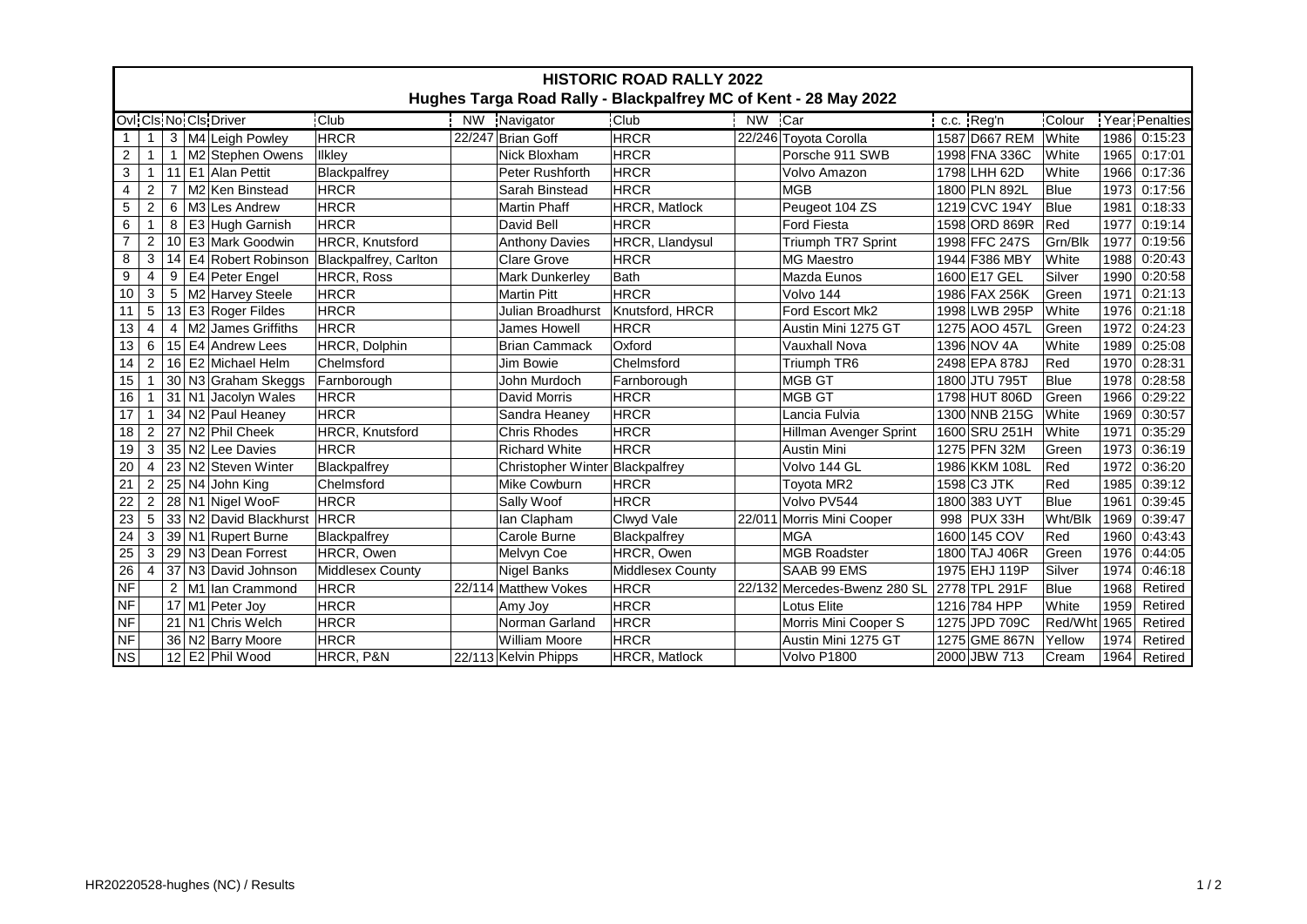# HISTORIC ROAD RALLY 2022

## Hughes Targa Road Rally - Blackpalfrey MC of Kent - 28 May 2022

| Ovl | Cls | No | Cls | Driver | Club | NW | Navigator | Club | NW | Car | c.c. | Reg'n | Colour | Year | Penalties |
|---|---|---|---|---|---|---|---|---|---|---|---|---|---|---|---|
| 1 | 1 | 3 | M4 | Leigh Powley | HRCR | 22/247 | Brian Goff | HRCR | 22/246 | Toyota Corolla | 1587 | D667 REM | White | 1986 | 0:15:23 |
| 2 | 1 | 1 | M2 | Stephen Owens | Ilkley | | Nick Bloxham | HRCR | | Porsche 911 SWB | 1998 | FNA 336C | White | 1965 | 0:17:01 |
| 3 | 1 | 11 | E1 | Alan Pettit | Blackpalfrey | | Peter Rushforth | HRCR | | Volvo Amazon | 1798 | LHH 62D | White | 1966 | 0:17:36 |
| 4 | 2 | 7 | M2 | Ken Binstead | HRCR | | Sarah Binstead | HRCR | | MGB | 1800 | PLN 892L | Blue | 1973 | 0:17:56 |
| 5 | 2 | 6 | M3 | Les Andrew | HRCR | | Martin Phaff | HRCR, Matlock | | Peugeot 104 ZS | 1219 | CVC 194Y | Blue | 1981 | 0:18:33 |
| 6 | 1 | 8 | E3 | Hugh Garnish | HRCR | | David Bell | HRCR | | Ford Fiesta | 1598 | ORD 869R | Red | 1977 | 0:19:14 |
| 7 | 2 | 10 | E3 | Mark Goodwin | HRCR, Knutsford | | Anthony Davies | HRCR, Llandysul | | Triumph TR7 Sprint | 1998 | FFC 247S | Grn/Blk | 1977 | 0:19:56 |
| 8 | 3 | 14 | E4 | Robert Robinson | Blackpalfrey, Carlton | | Clare Grove | HRCR | | MG Maestro | 1944 | F386 MBY | White | 1988 | 0:20:43 |
| 9 | 4 | 9 | E4 | Peter Engel | HRCR, Ross | | Mark Dunkerley | Bath | | Mazda Eunos | 1600 | E17 GEL | Silver | 1990 | 0:20:58 |
| 10 | 3 | 5 | M2 | Harvey Steele | HRCR | | Martin Pitt | HRCR | | Volvo 144 | 1986 | FAX 256K | Green | 1971 | 0:21:13 |
| 11 | 5 | 13 | E3 | Roger Fildes | HRCR | | Julian Broadhurst | Knutsford, HRCR | | Ford Escort Mk2 | 1998 | LWB 295P | White | 1976 | 0:21:18 |
| 13 | 4 | 4 | M2 | James Griffiths | HRCR | | James Howell | HRCR | | Austin Mini 1275 GT | 1275 | AOO 457L | Green | 1972 | 0:24:23 |
| 13 | 6 | 15 | E4 | Andrew Lees | HRCR, Dolphin | | Brian Cammack | Oxford | | Vauxhall Nova | 1396 | NOV 4A | White | 1989 | 0:25:08 |
| 14 | 2 | 16 | E2 | Michael Helm | Chelmsford | | Jim Bowie | Chelmsford | | Triumph TR6 | 2498 | EPA 878J | Red | 1970 | 0:28:31 |
| 15 | 1 | 30 | N3 | Graham Skeggs | Farnborough | | John Murdoch | Farnborough | | MGB GT | 1800 | JTU 795T | Blue | 1978 | 0:28:58 |
| 16 | 1 | 31 | N1 | Jacolyn Wales | HRCR | | David Morris | HRCR | | MGB GT | 1798 | HUT 806D | Green | 1966 | 0:29:22 |
| 17 | 1 | 34 | N2 | Paul Heaney | HRCR | | Sandra Heaney | HRCR | | Lancia Fulvia | 1300 | NNB 215G | White | 1969 | 0:30:57 |
| 18 | 2 | 27 | N2 | Phil Cheek | HRCR, Knutsford | | Chris Rhodes | HRCR | | Hillman Avenger Sprint | 1600 | SRU 251H | White | 1971 | 0:35:29 |
| 19 | 3 | 35 | N2 | Lee Davies | HRCR | | Richard White | HRCR | | Austin Mini | 1275 | PFN 32M | Green | 1973 | 0:36:19 |
| 20 | 4 | 23 | N2 | Steven Winter | Blackpalfrey | | Christopher Winter | Blackpalfrey | | Volvo 144 GL | 1986 | KKM 108L | Red | 1972 | 0:36:20 |
| 21 | 2 | 25 | N4 | John King | Chelmsford | | Mike Cowburn | HRCR | | Toyota MR2 | 1598 | C3 JTK | Red | 1985 | 0:39:12 |
| 22 | 2 | 28 | N1 | Nigel WooF | HRCR | | Sally Woof | HRCR | | Volvo PV544 | 1800 | 383 UYT | Blue | 1961 | 0:39:45 |
| 23 | 5 | 33 | N2 | David Blackhurst | HRCR | | Ian Clapham | Clwyd Vale | 22/011 | Morris Mini Cooper | 998 | PUX 33H | Wht/Blk | 1969 | 0:39:47 |
| 24 | 3 | 39 | N1 | Rupert Burne | Blackpalfrey | | Carole Burne | Blackpalfrey | | MGA | 1600 | 145 COV | Red | 1960 | 0:43:43 |
| 25 | 3 | 29 | N3 | Dean Forrest | HRCR, Owen | | Melvyn Coe | HRCR, Owen | | MGB Roadster | 1800 | TAJ 406R | Green | 1976 | 0:44:05 |
| 26 | 4 | 37 | N3 | David Johnson | Middlesex County | | Nigel Banks | Middlesex County | | SAAB 99 EMS | 1975 | EHJ 119P | Silver | 1974 | 0:46:18 |
| NF | | 2 | M1 | Ian Crammond | HRCR | 22/114 | Matthew Vokes | HRCR | 22/132 | Mercedes-Bwenz 280 SL | 2778 | TPL 291F | Blue | 1968 | Retired |
| NF | | 17 | M1 | Peter Joy | HRCR | | Amy Joy | HRCR | | Lotus Elite | 1216 | 784 HPP | White | 1959 | Retired |
| NF | | 21 | N1 | Chris Welch | HRCR | | Norman Garland | HRCR | | Morris Mini Cooper S | 1275 | JPD 709C | Red/Wht | 1965 | Retired |
| NF | | 36 | N2 | Barry Moore | HRCR | | William Moore | HRCR | | Austin Mini 1275 GT | 1275 | GME 867N | Yellow | 1974 | Retired |
| NS | | 12 | E2 | Phil Wood | HRCR, P&N | 22/113 | Kelvin Phipps | HRCR, Matlock | | Volvo P1800 | 2000 | JBW 713 | Cream | 1964 | Retired |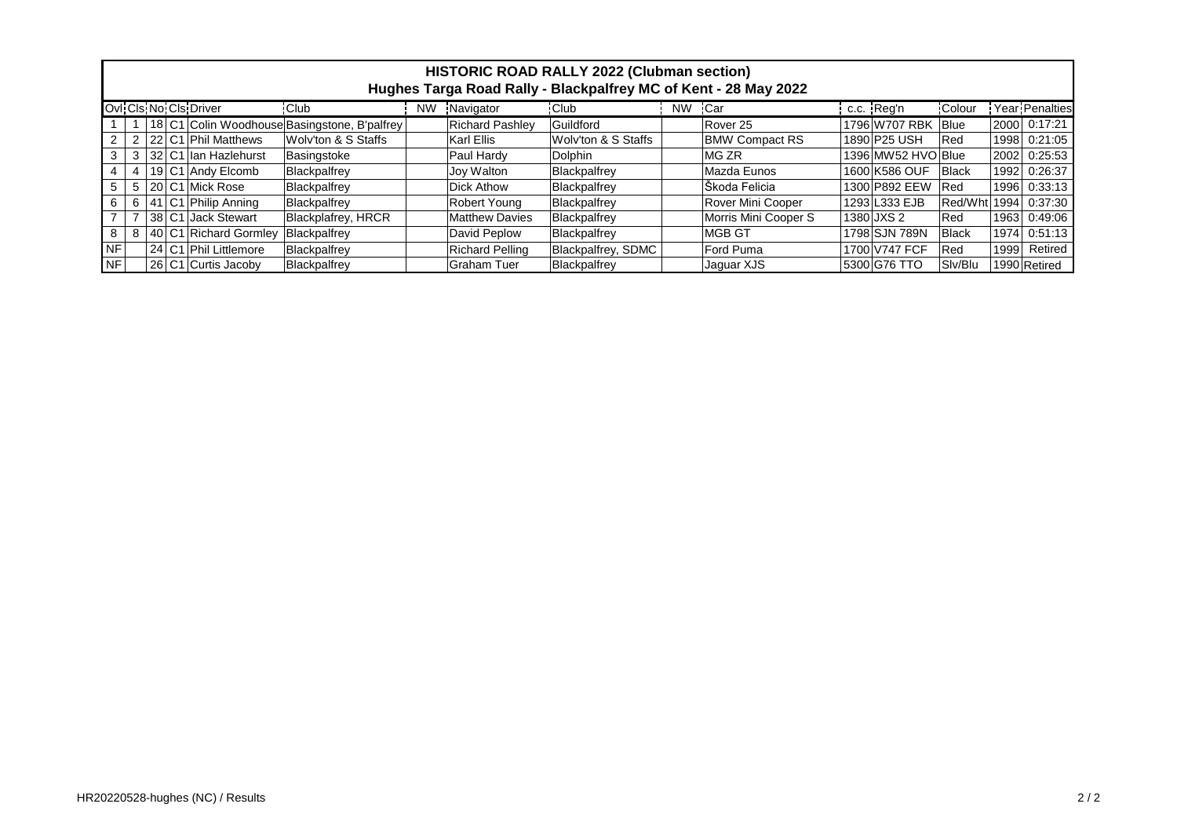# HISTORIC ROAD RALLY 2022 (Clubman section)
## Hughes Targa Road Rally - Blackpalfrey MC of Kent - 28 May 2022

| Ovl | Cls | No | Cls | Driver | Club | NW | Navigator | Club | NW | Car | c.c. | Reg'n | Colour | Year | Penalties |
|---|---|---|---|---|---|---|---|---|---|---|---|---|---|---|---|
| 1 | 1 | 18 | C1 | Colin Woodhouse | Basingstone, B'palfrey | | Richard Pashley | Guildford | | Rover 25 | 1796 | W707 RBK | Blue | 2000 | 0:17:21 |
| 2 | 2 | 22 | C1 | Phil Matthews | Wolv'ton & S Staffs | | Karl Ellis | Wolv'ton & S Staffs | | BMW Compact RS | 1890 | P25 USH | Red | 1998 | 0:21:05 |
| 3 | 3 | 32 | C1 | Ian Hazlehurst | Basingstoke | | Paul Hardy | Dolphin | | MG ZR | 1396 | MW52 HVO | Blue | 2002 | 0:25:53 |
| 4 | 4 | 19 | C1 | Andy Elcomb | Blackpalfrey | | Joy Walton | Blackpalfrey | | Mazda Eunos | 1600 | K586 OUF | Black | 1992 | 0:26:37 |
| 5 | 5 | 20 | C1 | Mick Rose | Blackpalfrey | | Dick Athow | Blackpalfrey | | Škoda Felicia | 1300 | P892 EEW | Red | 1996 | 0:33:13 |
| 6 | 6 | 41 | C1 | Philip Anning | Blackpalfrey | | Robert Young | Blackpalfrey | | Rover Mini Cooper | 1293 | L333 EJB | Red/Wht | 1994 | 0:37:30 |
| 7 | 7 | 38 | C1 | Jack Stewart | Blackplafrey, HRCR | | Matthew Davies | Blackpalfrey | | Morris Mini Cooper S | 1380 | JXS 2 | Red | 1963 | 0:49:06 |
| 8 | 8 | 40 | C1 | Richard Gormley | Blackpalfrey | | David Peplow | Blackpalfrey | | MGB GT | 1798 | SJN 789N | Black | 1974 | 0:51:13 |
| NF | | 24 | C1 | Phil Littlemore | Blackpalfrey | | Richard Pelling | Blackpalfrey, SDMC | | Ford Puma | 1700 | V747 FCF | Red | 1999 | Retired |
| NF | | 26 | C1 | Curtis Jacoby | Blackpalfrey | | Graham Tuer | Blackpalfrey | | Jaguar XJS | 5300 | G76 TTO | Slv/Blu | 1990 | Retired |